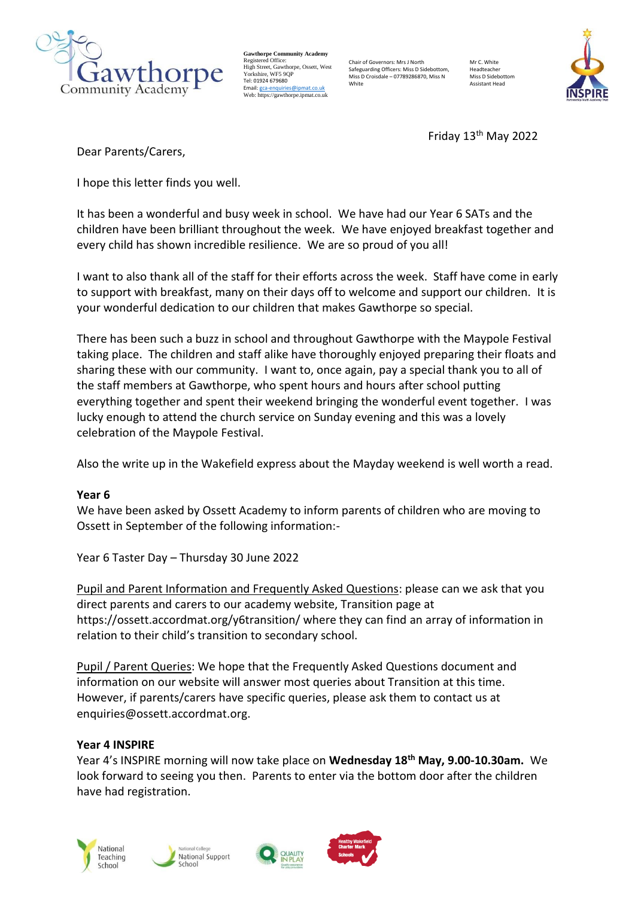**Gawthorpe Community Academy**
Registered Office:
High Street, Gawthorpe, Ossett, West Yorkshire, WF5 9QP
Tel: 01924 679680
Email: gca-enquiries@ipmat.co.uk
Web: https://gawthorpe.ipmat.co.uk

Chair of Governors: Mrs J North
Safeguarding Officers: Miss D Sidebottom, Miss D Croisdale – 07789286870, Miss N White

Mr C. White
Headteacher
Miss D Sidebottom
Assistant Head

Friday 13th May 2022

Dear Parents/Carers,

I hope this letter finds you well.

It has been a wonderful and busy week in school. We have had our Year 6 SATs and the children have been brilliant throughout the week. We have enjoyed breakfast together and every child has shown incredible resilience. We are so proud of you all!

I want to also thank all of the staff for their efforts across the week. Staff have come in early to support with breakfast, many on their days off to welcome and support our children. It is your wonderful dedication to our children that makes Gawthorpe so special.

There has been such a buzz in school and throughout Gawthorpe with the Maypole Festival taking place. The children and staff alike have thoroughly enjoyed preparing their floats and sharing these with our community. I want to, once again, pay a special thank you to all of the staff members at Gawthorpe, who spent hours and hours after school putting everything together and spent their weekend bringing the wonderful event together. I was lucky enough to attend the church service on Sunday evening and this was a lovely celebration of the Maypole Festival.

Also the write up in the Wakefield express about the Mayday weekend is well worth a read.

**Year 6**

We have been asked by Ossett Academy to inform parents of children who are moving to Ossett in September of the following information:-

Year 6 Taster Day – Thursday 30 June 2022

Pupil and Parent Information and Frequently Asked Questions: please can we ask that you direct parents and carers to our academy website, Transition page at https://ossett.accordmat.org/y6transition/ where they can find an array of information in relation to their child's transition to secondary school.

Pupil / Parent Queries: We hope that the Frequently Asked Questions document and information on our website will answer most queries about Transition at this time. However, if parents/carers have specific queries, please ask them to contact us at enquiries@ossett.accordmat.org.

**Year 4 INSPIRE**

Year 4's INSPIRE morning will now take place on **Wednesday 18th May, 9.00-10.30am.** We look forward to seeing you then. Parents to enter via the bottom door after the children have had registration.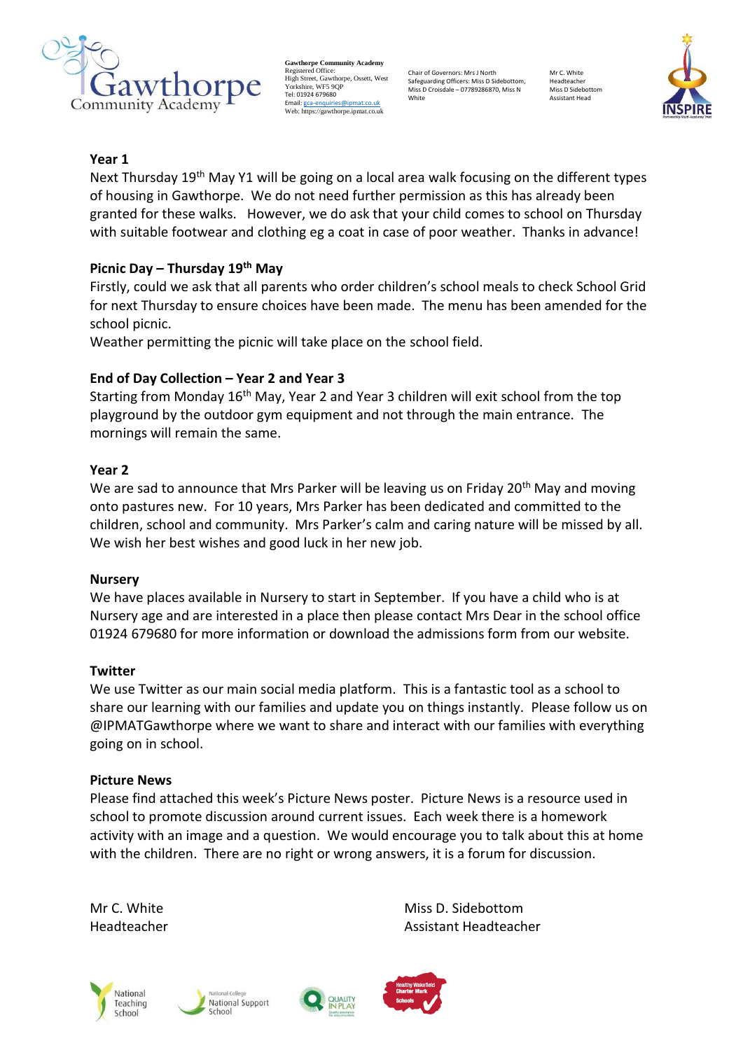**Gawthorpe Community Academy**
Registered Office:
High Street, Gawthorpe, Ossett, West Yorkshire, WF5 9QP
Tel: 01924 679680
Email: gca-enquiries@ipmat.co.uk
Web: https://gawthorpe.ipmat.co.uk

Chair of Governors: Mrs J North
Safeguarding Officers: Miss D Sidebottom, Miss D Croisdale – 07789286870, Miss N White

Mr C. White
Headteacher
Miss D Sidebottom
Assistant Head

## Year 1

Next Thursday 19th May Y1 will be going on a local area walk focusing on the different types of housing in Gawthorpe. We do not need further permission as this has already been granted for these walks. However, we do ask that your child comes to school on Thursday with suitable footwear and clothing eg a coat in case of poor weather. Thanks in advance!

## Picnic Day – Thursday 19th May

Firstly, could we ask that all parents who order children's school meals to check School Grid for next Thursday to ensure choices have been made. The menu has been amended for the school picnic.
Weather permitting the picnic will take place on the school field.

## End of Day Collection – Year 2 and Year 3

Starting from Monday 16th May, Year 2 and Year 3 children will exit school from the top playground by the outdoor gym equipment and not through the main entrance. The mornings will remain the same.

## Year 2

We are sad to announce that Mrs Parker will be leaving us on Friday 20th May and moving onto pastures new. For 10 years, Mrs Parker has been dedicated and committed to the children, school and community. Mrs Parker's calm and caring nature will be missed by all. We wish her best wishes and good luck in her new job.

## Nursery

We have places available in Nursery to start in September. If you have a child who is at Nursery age and are interested in a place then please contact Mrs Dear in the school office 01924 679680 for more information or download the admissions form from our website.

## Twitter

We use Twitter as our main social media platform. This is a fantastic tool as a school to share our learning with our families and update you on things instantly. Please follow us on @IPMATGawthorpe where we want to share and interact with our families with everything going on in school.

## Picture News

Please find attached this week's Picture News poster. Picture News is a resource used in school to promote discussion around current issues. Each week there is a homework activity with an image and a question. We would encourage you to talk about this at home with the children. There are no right or wrong answers, it is a forum for discussion.

Mr C. White
Headteacher

Miss D. Sidebottom
Assistant Headteacher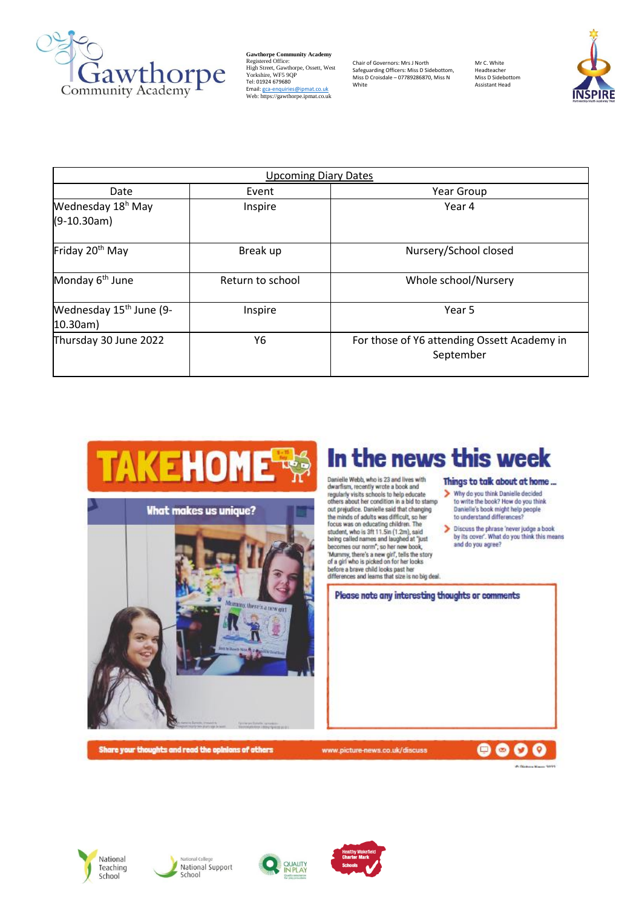Gawthorpe Community Academy

**Gawthorpe Community Academy**
Registered Office:
High Street, Gawthorpe, Ossett, West Yorkshire, WF5 9QP
Tel: 01924 679680
Email: gca-enquiries@ipmat.co.uk
Web: https://gawthorpe.ipmat.co.uk

Chair of Governors: Mrs J North
Safeguarding Officers: Miss D Sidebottom, Miss D Croisdale – 07789286870, Miss N White

Mr C. White
Headteacher
Miss D Sidebottom
Assistant Head

INSPIRE

| Upcoming Diary Dates | | |
|---|---|---|
| Date | Event | Year Group |
| Wednesday 18h May (9-10.30am) | Inspire | Year 4 |
| Friday 20th May | Break up | Nursery/School closed |
| Monday 6th June | Return to school | Whole school/Nursery |
| Wednesday 15th June (9-10.30am) | Inspire | Year 5 |
| Thursday 30 June 2022 | Y6 | For those of Y6 attending Ossett Academy in September |

## TAKEHOME

### What makes us unique?

## In the news this week

Danielle Webb, who is 23 and lives with dwarfism, recently wrote a book and regularly visits schools to help educate others about her condition in a bid to stamp out prejudice. Danielle said that changing the minds of adults was difficult, so her focus was on educating children. The student, who is 3ft 11.5in (1.2m), said being called names and laughed at "just becomes our norm", so her new book, 'Mummy, there's a new girl', tells the story of a girl who is picked on for her looks before a brave child looks past her differences and learns that size is no big deal.

### Things to talk about at home ...

- Why do you think Danielle decided to write the book? How do you think Danielle's book might help people to understand differences?
- Discuss the phrase 'never judge a book by its cover'. What do you think this means and do you agree?

**Please note any interesting thoughts or comments**

Share your thoughts and read the opinions of others — www.picture-news.co.uk/discuss

National Teaching School · National College National Support School · Quality in Play · Healthy Wakefield Charter Mark Schools